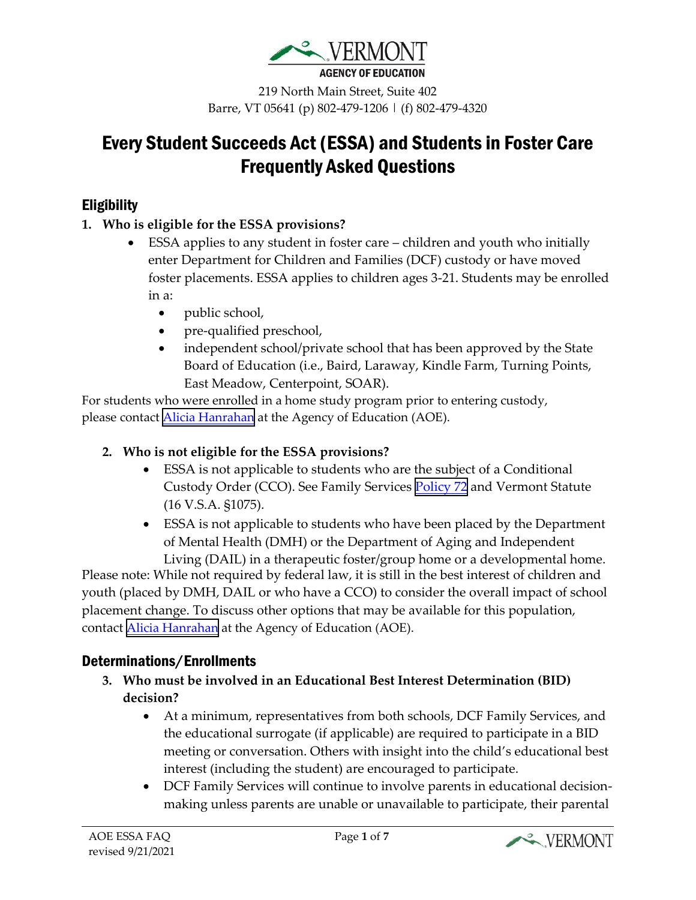VERMONT

AGENCY OF EDUCATION

219 North Main Street, Suite 402
Barre, VT 05641 (p) 802-479-1206 | (f) 802-479-4320

# Every Student Succeeds Act (ESSA) and Students in Foster Care Frequently Asked Questions

## Eligibility

1. **Who is eligible for the ESSA provisions?**
   - ESSA applies to any student in foster care – children and youth who initially enter Department for Children and Families (DCF) custody or have moved foster placements. ESSA applies to children ages 3-21. Students may be enrolled in a:
     - public school,
     - pre-qualified preschool,
     - independent school/private school that has been approved by the State Board of Education (i.e., Baird, Laraway, Kindle Farm, Turning Points, East Meadow, Centerpoint, SOAR).

For students who were enrolled in a home study program prior to entering custody, please contact Alicia Hanrahan at the Agency of Education (AOE).

2. **Who is not eligible for the ESSA provisions?**
   - ESSA is not applicable to students who are the subject of a Conditional Custody Order (CCO). See Family Services Policy 72 and Vermont Statute (16 V.S.A. §1075).
   - ESSA is not applicable to students who have been placed by the Department of Mental Health (DMH) or the Department of Aging and Independent Living (DAIL) in a therapeutic foster/group home or a developmental home.

Please note: While not required by federal law, it is still in the best interest of children and youth (placed by DMH, DAIL or who have a CCO) to consider the overall impact of school placement change. To discuss other options that may be available for this population, contact Alicia Hanrahan at the Agency of Education (AOE).

## Determinations/Enrollments

3. **Who must be involved in an Educational Best Interest Determination (BID) decision?**
   - At a minimum, representatives from both schools, DCF Family Services, and the educational surrogate (if applicable) are required to participate in a BID meeting or conversation. Others with insight into the child's educational best interest (including the student) are encouraged to participate.
   - DCF Family Services will continue to involve parents in educational decision-making unless parents are unable or unavailable to participate, their parental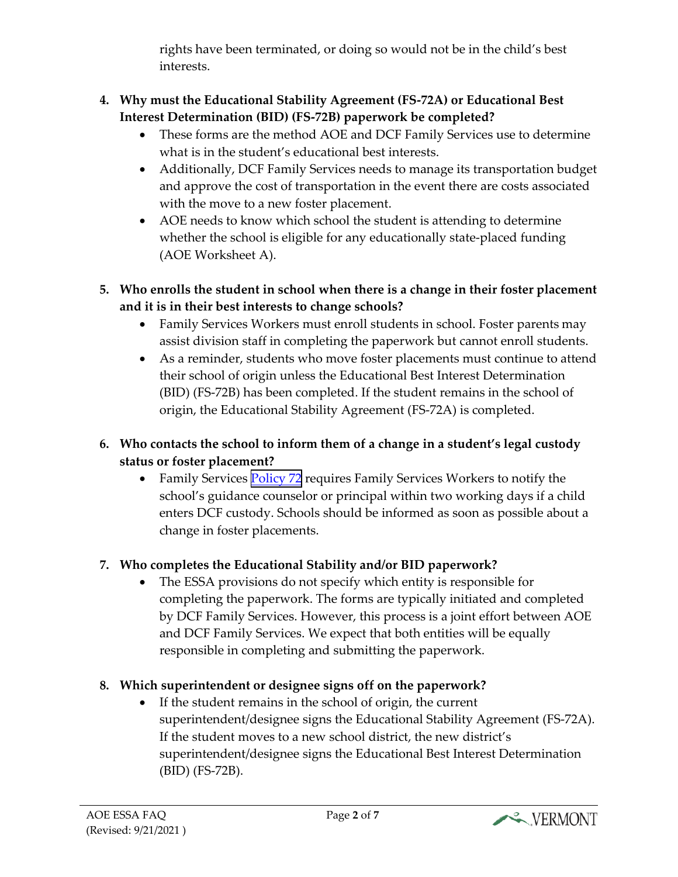rights have been terminated, or doing so would not be in the child's best interests.

4. **Why must the Educational Stability Agreement (FS-72A) or Educational Best Interest Determination (BID) (FS-72B) paperwork be completed?**
   - These forms are the method AOE and DCF Family Services use to determine what is in the student's educational best interests.
   - Additionally, DCF Family Services needs to manage its transportation budget and approve the cost of transportation in the event there are costs associated with the move to a new foster placement.
   - AOE needs to know which school the student is attending to determine whether the school is eligible for any educationally state-placed funding (AOE Worksheet A).

5. **Who enrolls the student in school when there is a change in their foster placement and it is in their best interests to change schools?**
   - Family Services Workers must enroll students in school. Foster parents may assist division staff in completing the paperwork but cannot enroll students.
   - As a reminder, students who move foster placements must continue to attend their school of origin unless the Educational Best Interest Determination (BID) (FS-72B) has been completed. If the student remains in the school of origin, the Educational Stability Agreement (FS-72A) is completed.

6. **Who contacts the school to inform them of a change in a student's legal custody status or foster placement?**
   - Family Services Policy 72 requires Family Services Workers to notify the school's guidance counselor or principal within two working days if a child enters DCF custody. Schools should be informed as soon as possible about a change in foster placements.

7. **Who completes the Educational Stability and/or BID paperwork?**
   - The ESSA provisions do not specify which entity is responsible for completing the paperwork. The forms are typically initiated and completed by DCF Family Services. However, this process is a joint effort between AOE and DCF Family Services. We expect that both entities will be equally responsible in completing and submitting the paperwork.

8. **Which superintendent or designee signs off on the paperwork?**
   - If the student remains in the school of origin, the current superintendent/designee signs the Educational Stability Agreement (FS-72A). If the student moves to a new school district, the new district's superintendent/designee signs the Educational Best Interest Determination (BID) (FS-72B).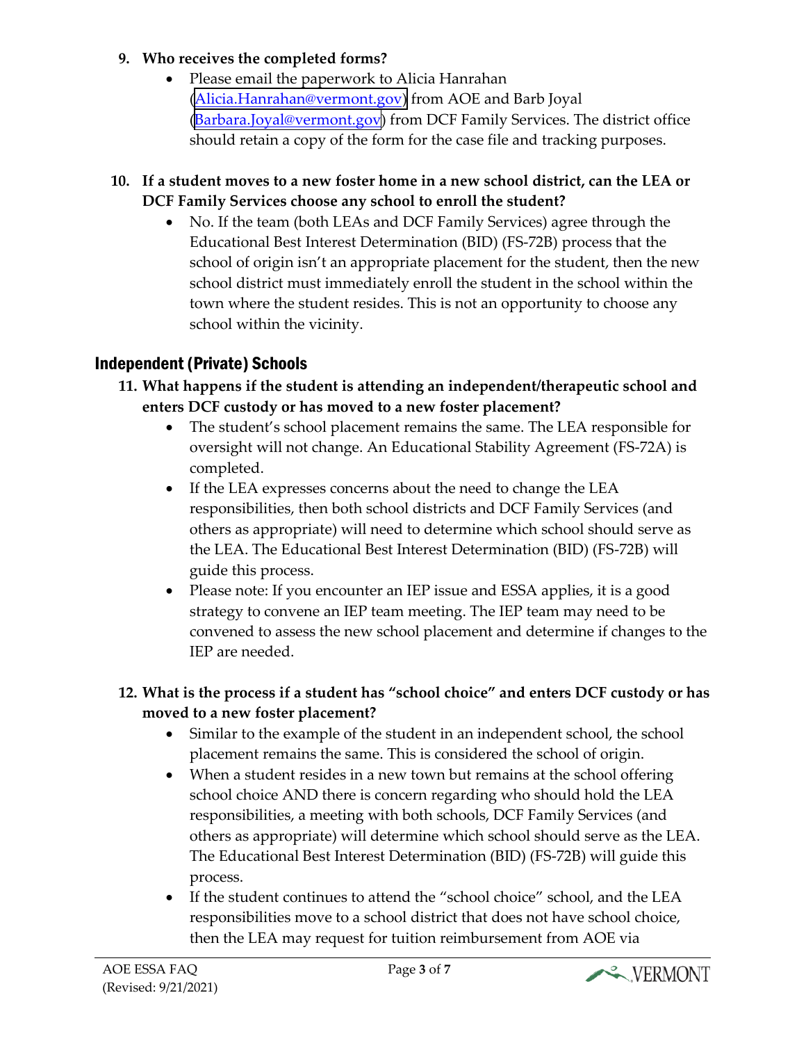9. **Who receives the completed forms?**
    - Please email the paperwork to Alicia Hanrahan (Alicia.Hanrahan@vermont.gov) from AOE and Barb Joyal (Barbara.Joyal@vermont.gov) from DCF Family Services. The district office should retain a copy of the form for the case file and tracking purposes.

10. **If a student moves to a new foster home in a new school district, can the LEA or DCF Family Services choose any school to enroll the student?**
    - No. If the team (both LEAs and DCF Family Services) agree through the Educational Best Interest Determination (BID) (FS-72B) process that the school of origin isn't an appropriate placement for the student, then the new school district must immediately enroll the student in the school within the town where the student resides. This is not an opportunity to choose any school within the vicinity.

## Independent (Private) Schools

11. **What happens if the student is attending an independent/therapeutic school and enters DCF custody or has moved to a new foster placement?**
    - The student's school placement remains the same. The LEA responsible for oversight will not change. An Educational Stability Agreement (FS-72A) is completed.
    - If the LEA expresses concerns about the need to change the LEA responsibilities, then both school districts and DCF Family Services (and others as appropriate) will need to determine which school should serve as the LEA. The Educational Best Interest Determination (BID) (FS-72B) will guide this process.
    - Please note: If you encounter an IEP issue and ESSA applies, it is a good strategy to convene an IEP team meeting. The IEP team may need to be convened to assess the new school placement and determine if changes to the IEP are needed.

12. **What is the process if a student has "school choice" and enters DCF custody or has moved to a new foster placement?**
    - Similar to the example of the student in an independent school, the school placement remains the same. This is considered the school of origin.
    - When a student resides in a new town but remains at the school offering school choice AND there is concern regarding who should hold the LEA responsibilities, a meeting with both schools, DCF Family Services (and others as appropriate) will determine which school should serve as the LEA. The Educational Best Interest Determination (BID) (FS-72B) will guide this process.
    - If the student continues to attend the "school choice" school, and the LEA responsibilities move to a school district that does not have school choice, then the LEA may request for tuition reimbursement from AOE via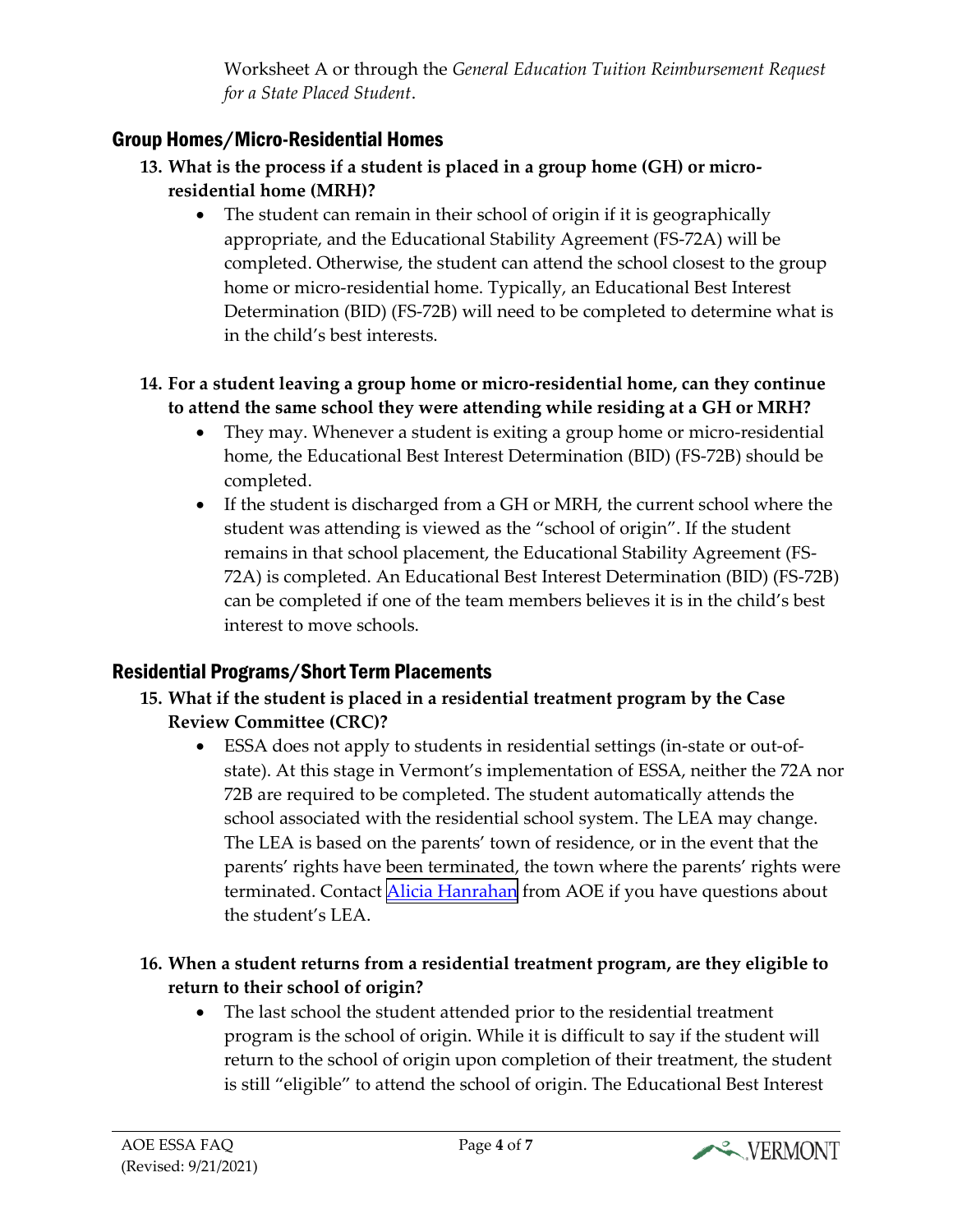Worksheet A or through the *General Education Tuition Reimbursement Request for a State Placed Student*.

## Group Homes/Micro-Residential Homes

13. **What is the process if a student is placed in a group home (GH) or micro-residential home (MRH)?**
    - The student can remain in their school of origin if it is geographically appropriate, and the Educational Stability Agreement (FS-72A) will be completed. Otherwise, the student can attend the school closest to the group home or micro-residential home. Typically, an Educational Best Interest Determination (BID) (FS-72B) will need to be completed to determine what is in the child's best interests.

14. **For a student leaving a group home or micro-residential home, can they continue to attend the same school they were attending while residing at a GH or MRH?**
    - They may. Whenever a student is exiting a group home or micro-residential home, the Educational Best Interest Determination (BID) (FS-72B) should be completed.
    - If the student is discharged from a GH or MRH, the current school where the student was attending is viewed as the "school of origin". If the student remains in that school placement, the Educational Stability Agreement (FS-72A) is completed. An Educational Best Interest Determination (BID) (FS-72B) can be completed if one of the team members believes it is in the child's best interest to move schools.

## Residential Programs/Short Term Placements

15. **What if the student is placed in a residential treatment program by the Case Review Committee (CRC)?**
    - ESSA does not apply to students in residential settings (in-state or out-of-state). At this stage in Vermont's implementation of ESSA, neither the 72A nor 72B are required to be completed. The student automatically attends the school associated with the residential school system. The LEA may change. The LEA is based on the parents' town of residence, or in the event that the parents' rights have been terminated, the town where the parents' rights were terminated. Contact Alicia Hanrahan from AOE if you have questions about the student's LEA.

16. **When a student returns from a residential treatment program, are they eligible to return to their school of origin?**
    - The last school the student attended prior to the residential treatment program is the school of origin. While it is difficult to say if the student will return to the school of origin upon completion of their treatment, the student is still "eligible" to attend the school of origin. The Educational Best Interest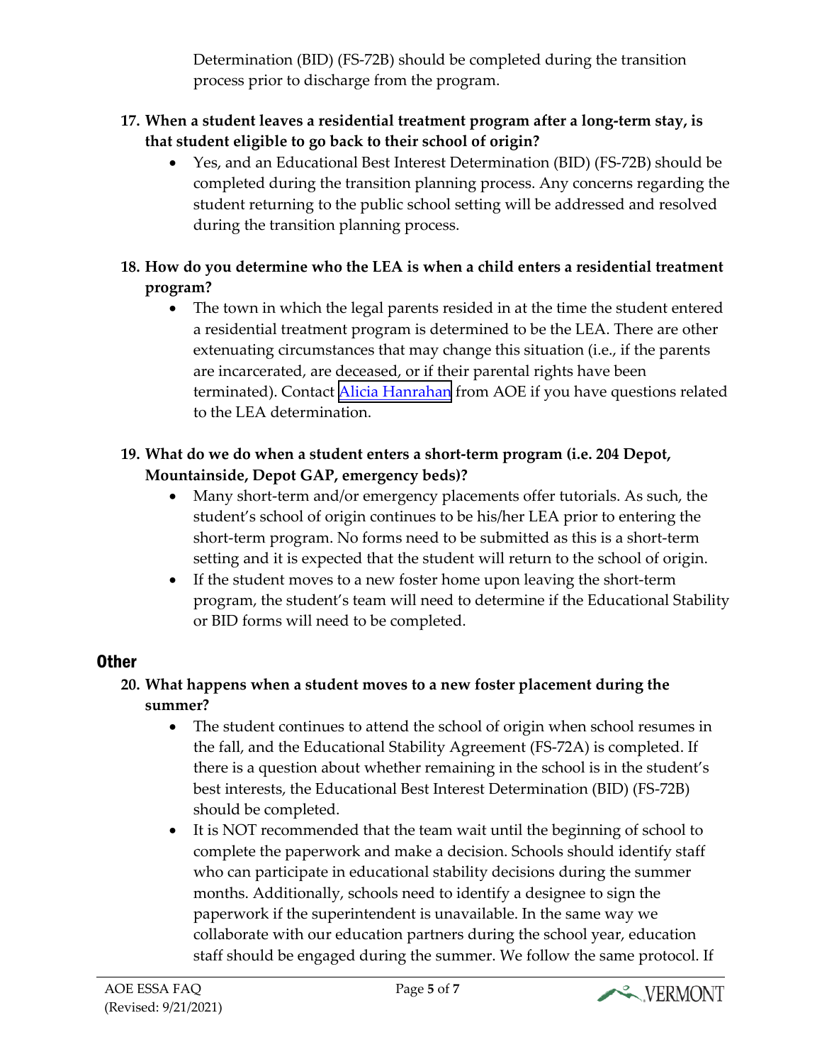Determination (BID) (FS-72B) should be completed during the transition process prior to discharge from the program.

17. **When a student leaves a residential treatment program after a long-term stay, is that student eligible to go back to their school of origin?**
    - Yes, and an Educational Best Interest Determination (BID) (FS-72B) should be completed during the transition planning process. Any concerns regarding the student returning to the public school setting will be addressed and resolved during the transition planning process.

18. **How do you determine who the LEA is when a child enters a residential treatment program?**
    - The town in which the legal parents resided in at the time the student entered a residential treatment program is determined to be the LEA. There are other extenuating circumstances that may change this situation (i.e., if the parents are incarcerated, are deceased, or if their parental rights have been terminated). Contact Alicia Hanrahan from AOE if you have questions related to the LEA determination.

19. **What do we do when a student enters a short-term program (i.e. 204 Depot, Mountainside, Depot GAP, emergency beds)?**
    - Many short-term and/or emergency placements offer tutorials. As such, the student's school of origin continues to be his/her LEA prior to entering the short-term program. No forms need to be submitted as this is a short-term setting and it is expected that the student will return to the school of origin.
    - If the student moves to a new foster home upon leaving the short-term program, the student's team will need to determine if the Educational Stability or BID forms will need to be completed.

## Other

20. **What happens when a student moves to a new foster placement during the summer?**
    - The student continues to attend the school of origin when school resumes in the fall, and the Educational Stability Agreement (FS-72A) is completed. If there is a question about whether remaining in the school is in the student's best interests, the Educational Best Interest Determination (BID) (FS-72B) should be completed.
    - It is NOT recommended that the team wait until the beginning of school to complete the paperwork and make a decision. Schools should identify staff who can participate in educational stability decisions during the summer months. Additionally, schools need to identify a designee to sign the paperwork if the superintendent is unavailable. In the same way we collaborate with our education partners during the school year, education staff should be engaged during the summer. We follow the same protocol. If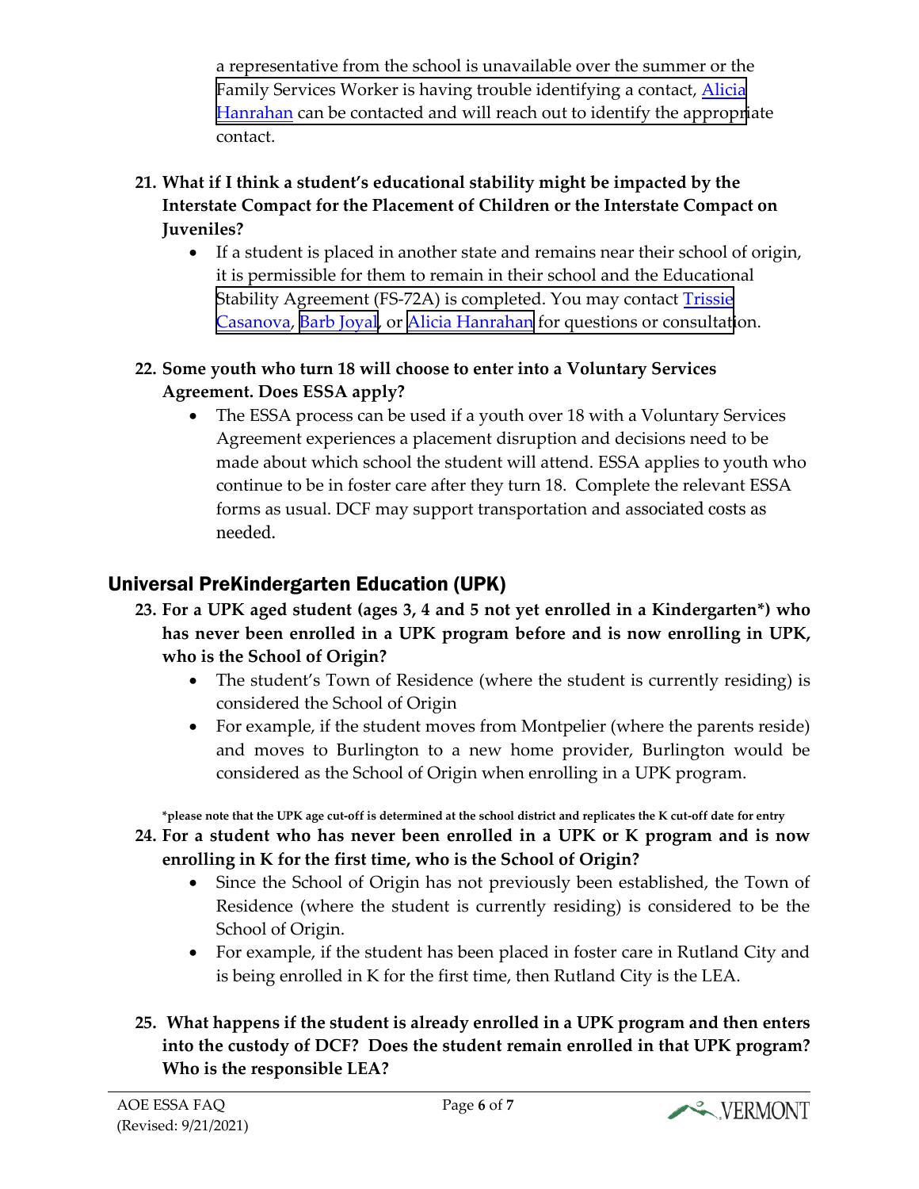a representative from the school is unavailable over the summer or the Family Services Worker is having trouble identifying a contact, Alicia Hanrahan can be contacted and will reach out to identify the appropriate contact.

**21. What if I think a student's educational stability might be impacted by the Interstate Compact for the Placement of Children or the Interstate Compact on Juveniles?**

- If a student is placed in another state and remains near their school of origin, it is permissible for them to remain in their school and the Educational Stability Agreement (FS-72A) is completed. You may contact Trissie Casanova, Barb Joyal, or Alicia Hanrahan for questions or consultation.

**22. Some youth who turn 18 will choose to enter into a Voluntary Services Agreement. Does ESSA apply?**

- The ESSA process can be used if a youth over 18 with a Voluntary Services Agreement experiences a placement disruption and decisions need to be made about which school the student will attend. ESSA applies to youth who continue to be in foster care after they turn 18. Complete the relevant ESSA forms as usual. DCF may support transportation and associated costs as needed.

## Universal PreKindergarten Education (UPK)

**23. For a UPK aged student (ages 3, 4 and 5 not yet enrolled in a Kindergarten\*) who has never been enrolled in a UPK program before and is now enrolling in UPK, who is the School of Origin?**

- The student's Town of Residence (where the student is currently residing) is considered the School of Origin
- For example, if the student moves from Montpelier (where the parents reside) and moves to Burlington to a new home provider, Burlington would be considered as the School of Origin when enrolling in a UPK program.

**\*please note that the UPK age cut-off is determined at the school district and replicates the K cut-off date for entry**

**24. For a student who has never been enrolled in a UPK or K program and is now enrolling in K for the first time, who is the School of Origin?**

- Since the School of Origin has not previously been established, the Town of Residence (where the student is currently residing) is considered to be the School of Origin.
- For example, if the student has been placed in foster care in Rutland City and is being enrolled in K for the first time, then Rutland City is the LEA.

**25. What happens if the student is already enrolled in a UPK program and then enters into the custody of DCF? Does the student remain enrolled in that UPK program? Who is the responsible LEA?**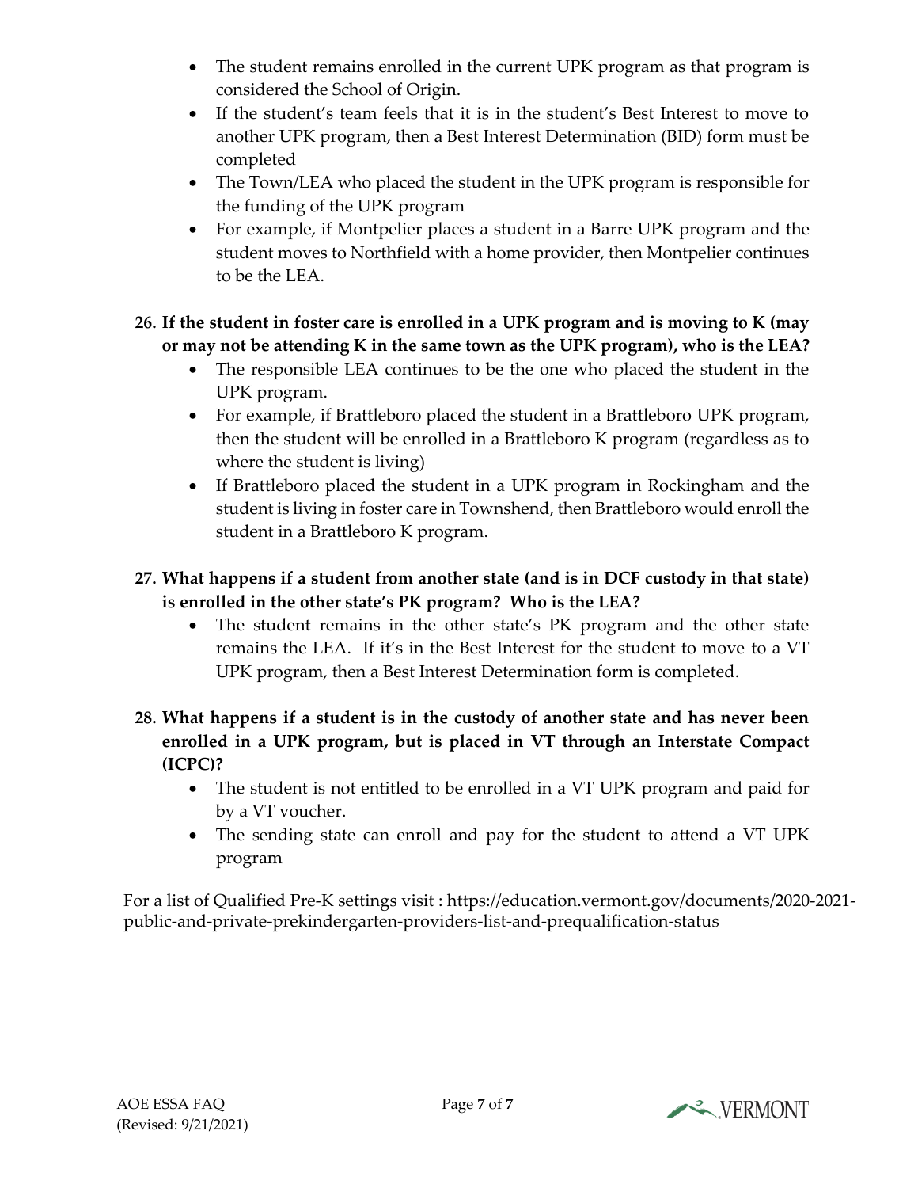- The student remains enrolled in the current UPK program as that program is considered the School of Origin.
- If the student's team feels that it is in the student's Best Interest to move to another UPK program, then a Best Interest Determination (BID) form must be completed
- The Town/LEA who placed the student in the UPK program is responsible for the funding of the UPK program
- For example, if Montpelier places a student in a Barre UPK program and the student moves to Northfield with a home provider, then Montpelier continues to be the LEA.

**26. If the student in foster care is enrolled in a UPK program and is moving to K (may or may not be attending K in the same town as the UPK program), who is the LEA?**

- The responsible LEA continues to be the one who placed the student in the UPK program.
- For example, if Brattleboro placed the student in a Brattleboro UPK program, then the student will be enrolled in a Brattleboro K program (regardless as to where the student is living)
- If Brattleboro placed the student in a UPK program in Rockingham and the student is living in foster care in Townshend, then Brattleboro would enroll the student in a Brattleboro K program.

**27. What happens if a student from another state (and is in DCF custody in that state) is enrolled in the other state's PK program? Who is the LEA?**

- The student remains in the other state's PK program and the other state remains the LEA. If it's in the Best Interest for the student to move to a VT UPK program, then a Best Interest Determination form is completed.

**28. What happens if a student is in the custody of another state and has never been enrolled in a UPK program, but is placed in VT through an Interstate Compact (ICPC)?**

- The student is not entitled to be enrolled in a VT UPK program and paid for by a VT voucher.
- The sending state can enroll and pay for the student to attend a VT UPK program

For a list of Qualified Pre-K settings visit : https://education.vermont.gov/documents/2020-2021-public-and-private-prekindergarten-providers-list-and-prequalification-status